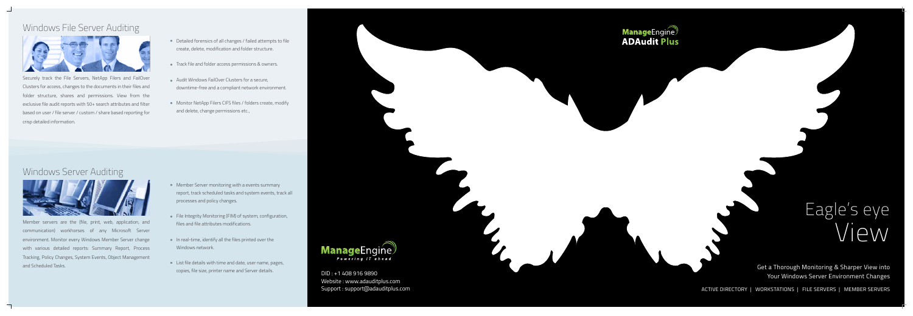## Windows File Server Auditing

Securely track the File Servers, NetApp Filers and FailOver Clusters for access, changes to the documents in their files and folder structure, shares and permissions. View from the exclusive file audit reports with 50+ search attributes and filter based on user / file server / custom / share based reporting for crisp detailed information.

- Detailed forensics of all changes / failed attempts to file create, delete, modification and folder structure.
- Track file and folder access permissions & owners.
- Audit Windows FailOver Clusters for a secure, downtime-free and a compliant network environment.
- Monitor NetApp Filers CIFS files / folders create, modify and delete, change permissions etc.,

## Windows Server Auditing

Member servers are the (file, print, web, application, and communication) workhorses of any Microsoft Server environment. Monitor every Windows Member Server change with various detailed reports: Summary Report, Process Tracking, Policy Changes, System Events, Object Management and Scheduled Tasks.

- Member Server monitoring with a events summary report, track scheduled tasks and system events, track all processes and policy changes.
- File Integrity Monitoring (FIM) of system, configuration, files and file attributes modifications.
- In real-time, identify all the files printed over the Windows network.
- List file details with time and date, user name, pages, copies, file size, printer name and Server details.

ManageEngine
Powering IT ahead

DID : +1 408 916 9890
Website : www.adauditplus.com
Support : support@adauditplus.com

ManageEngine
**ADAudit Plus**

# Eagle's eye View

Get a Thorough Monitoring & Sharper View into Your Windows Server Environment Changes

ACTIVE DIRECTORY | WORKSTATIONS | FILE SERVERS | MEMBER SERVERS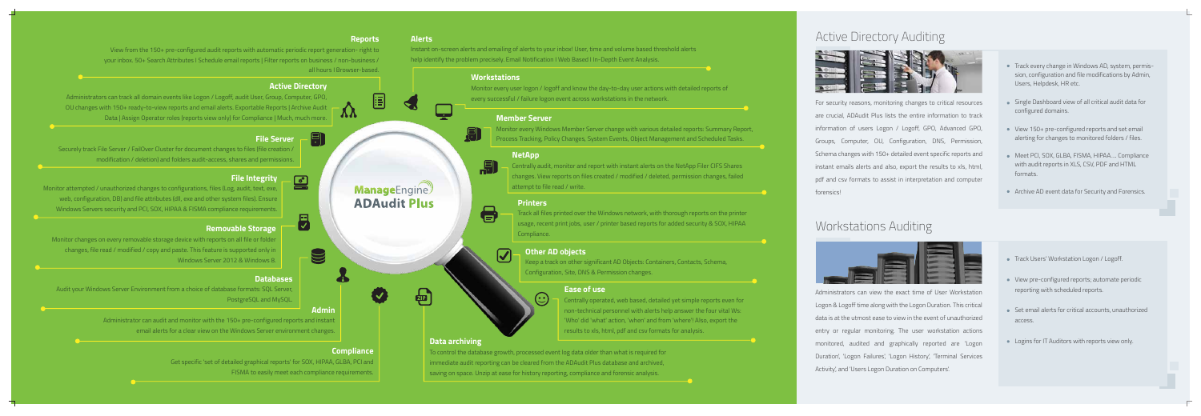### Reports

View from the 150+ pre-configured audit reports with automatic periodic report generation- right to your inbox. 50+ Search Attributes | Schedule email reports | Filter reports on business / non-business / all hours | Browser-based.

### Active Directory

Administrators can track all domain events like Logon / Logoff, audit User, Group, Computer, GPO, OU changes with 150+ ready-to-view reports and email alerts. Exportable Reports | Archive Audit Data | Assign Operator roles (reports view only) for Compliance | Much, much more.

### File Server

Securely track File Server / FailOver Cluster for document changes to files (file creation / modification / deletion) and folders audit-access, shares and permissions.

### File Integrity

Monitor attempted / unauthorized changes to configurations, files (Log, audit, text, exe, web, configuration, DB) and file attributes (dll, exe and other system files). Ensure Windows Servers security and PCI, SOX, HIPAA & FISMA compliance requirements.

### Removable Storage

Monitor changes on every removable storage device with reports on all file or folder changes, file read / modified / copy and paste. This feature is supported only in Windows Server 2012 & Windows 8.

### Databases

Audit your Windows Server Environment from a choice of database formats: SQL Server, PostgreSQL and MySQL.

### Admin

Administrator can audit and monitor with the 150+ pre-configured reports and instant email alerts for a clear view on the Windows Server environment changes.

### Compliance

Get specific 'set of detailed graphical reports' for SOX, HIPAA, GLBA, PCI and FISMA to easily meet each compliance requirements.

### Alerts

Instant on-screen alerts and emailing of alerts to your inbox! User, time and volume based threshold alerts help identify the problem precisely. Email Notification | Web Based | In-Depth Event Analysis.

### Workstations

Monitor every user logon / logoff and know the day-to-day user actions with detailed reports of every successful / failure logon event across workstations in the network.

### Member Server

Monitor every Windows Member Server change with various detailed reports: Summary Report, Process Tracking, Policy Changes, System Events, Object Management and Scheduled Tasks.

### NetApp

Centrally audit, monitor and report with instant alerts on the NetApp Filer CIFS Shares changes. View reports on files created / modified / deleted, permission changes, failed attempt to file read / write.

### Printers

Track all files printed over the Windows network, with thorough reports on the printer usage, recent print jobs, user / printer based reports for added security & SOX, HIPAA Compliance.

### Other AD objects

Keep a track on other significant AD Objects: Containers, Contacts, Schema, Configuration, Site, DNS & Permission changes.

### Ease of use

Centrally operated, web based, detailed yet simple reports even for non-technical personnel with alerts help answer the four vital Ws: 'Who' did 'what' action, 'when' and from 'where'! Also, export the results to xls, html, pdf and csv formats for analysis.

### Data archiving

To control the database growth, processed event log data older than what is required for immediate audit reporting can be cleared from the ADAudit Plus database and archived, saving on space. Unzip at ease for history reporting, compliance and forensic analysis.

ManageEngine ADAudit Plus

## Active Directory Auditing

For security reasons, monitoring changes to critical resources are crucial, ADAudit Plus lists the entire information to track information of users Logon / Logoff, GPO, Advanced GPO, Groups, Computer, OU, Configuration, DNS, Permission, Schema changes with 150+ detailed event specific reports and instant emails alerts and also, export the results to xls, html, pdf and csv formats to assist in interpretation and computer forensics!

- Track every change in Windows AD, system, permission, configuration and file modifications by Admin, Users, Helpdesk, HR etc.
- Single Dashboard view of all critical audit data for configured domains.
- View 150+ pre-configured reports and set email alerting for changes to monitored folders / files.
- Meet PCI, SOX, GLBA, FISMA, HIPAA.... Compliance with audit reports in XLS, CSV, PDF and HTML formats.
- Archive AD event data for Security and Forensics.

## Workstations Auditing

Administrators can view the exact time of User Workstation Logon & Logoff time along with the Logon Duration. This critical data is at the utmost ease to view in the event of unauthorized entry or regular monitoring. The user workstation actions monitored, audited and graphically reported are 'Logon Duration', 'Logon Failures', 'Logon History', 'Terminal Services Activity', and 'Users Logon Duration on Computers'.

- Track Users' Workstation Logon / Logoff.
- View pre-configured reports; automate periodic reporting with scheduled reports.
- Set email alerts for critical accounts, unauthorized access.
- Logins for IT Auditors with reports view only.